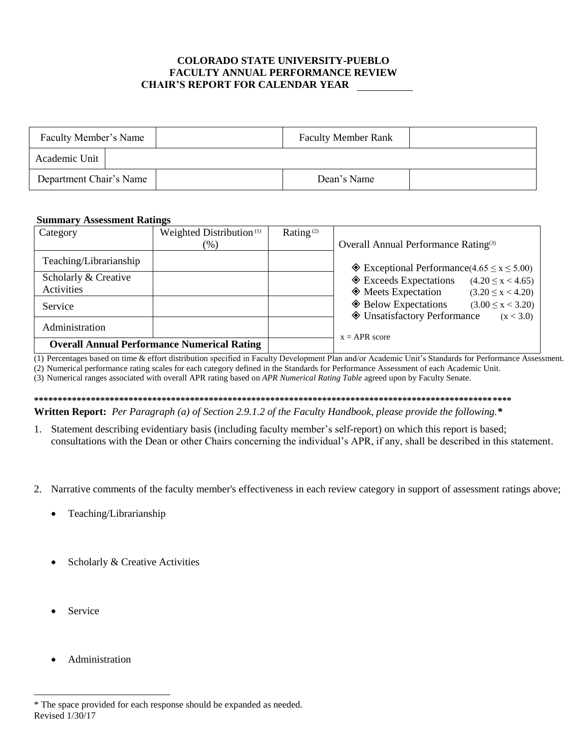# COLORADO STATE UNIVERSITY-PUEBLO
## FACULTY ANNUAL PERFORMANCE REVIEW
## CHAIR'S REPORT FOR CALENDAR YEAR ________

| Faculty Member's Name | | Faculty Member Rank | |
|---|---|---|---|
| Academic Unit | | | |
| Department Chair's Name | | Dean's Name | |

**Summary Assessment Ratings**

| Category | Weighted Distribution [(1)] (%) | Rating [(2)] | Overall Annual Performance Rating[(3)] |
|---|---|---|---|
| Teaching/Librarianship | | | ◈ Exceptional Performance ($4.65 \le x \le 5.00$) |
| Scholarly & Creative Activities | | | ◈ Exceeds Expectations ($4.20 \le x < 4.65$) |
| Service | | | ◈ Meets Expectation ($3.20 \le x < 4.20$)<br>◈ Below Expectations ($3.00 \le x < 3.20$)<br>◈ Unsatisfactory Performance ($x < 3.0$) |
| Administration | | | x = APR score |
| **Overall Annual Performance Numerical Rating** | | | |

(1) Percentages based on time & effort distribution specified in Faculty Development Plan and/or Academic Unit's Standards for Performance Assessment.
(2) Numerical performance rating scales for each category defined in the Standards for Performance Assessment of each Academic Unit.
(3) Numerical ranges associated with overall APR rating based on *APR Numerical Rating Table* agreed upon by Faculty Senate.

*****************************************************************************************************

**Written Report:** *Per Paragraph (a) of Section 2.9.1.2 of the Faculty Handbook, please provide the following.**

1. Statement describing evidentiary basis (including faculty member's self-report) on which this report is based; consultations with the Dean or other Chairs concerning the individual's APR, if any, shall be described in this statement.

2. Narrative comments of the faculty member's effectiveness in each review category in support of assessment ratings above;

   - Teaching/Librarianship

   - Scholarly & Creative Activities

   - Service

   - Administration

* The space provided for each response should be expanded as needed.

Revised 1/30/17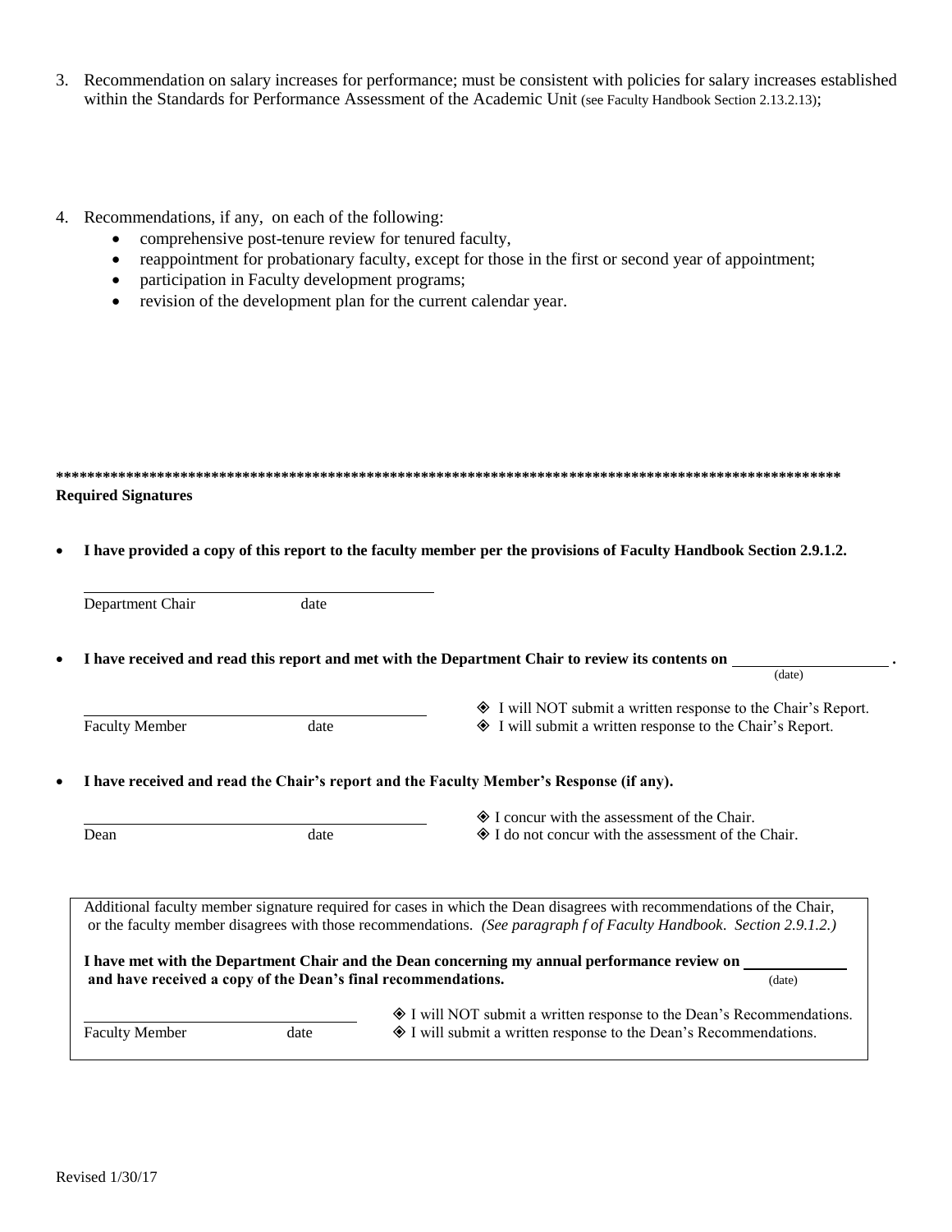3. Recommendation on salary increases for performance; must be consistent with policies for salary increases established within the Standards for Performance Assessment of the Academic Unit (see Faculty Handbook Section 2.13.2.13);

4. Recommendations, if any, on each of the following:
   - comprehensive post-tenure review for tenured faculty,
   - reappointment for probationary faculty, except for those in the first or second year of appointment;
   - participation in Faculty development programs;
   - revision of the development plan for the current calendar year.

****************************************************************************************************

**Required Signatures**

- **I have provided a copy of this report to the faculty member per the provisions of Faculty Handbook Section 2.9.1.2.**

______________________________________
Department Chair                date

- **I have received and read this report and met with the Department Chair to review its contents on ____________ .**
(date)

______________________________________
Faculty Member                date

◈ I will NOT submit a written response to the Chair's Report.
◈ I will submit a written response to the Chair's Report.

- **I have received and read the Chair's report and the Faculty Member's Response (if any).**

______________________________________
Dean                date

◈ I concur with the assessment of the Chair.
◈ I do not concur with the assessment of the Chair.

Additional faculty member signature required for cases in which the Dean disagrees with recommendations of the Chair, or the faculty member disagrees with those recommendations. *(See paragraph f of Faculty Handbook. Section 2.9.1.2.)*

**I have met with the Department Chair and the Dean concerning my annual performance review on ____________ and have received a copy of the Dean's final recommendations.**
(date)

______________________________________
Faculty Member                date

◈ I will NOT submit a written response to the Dean's Recommendations.
◈ I will submit a written response to the Dean's Recommendations.

Revised 1/30/17